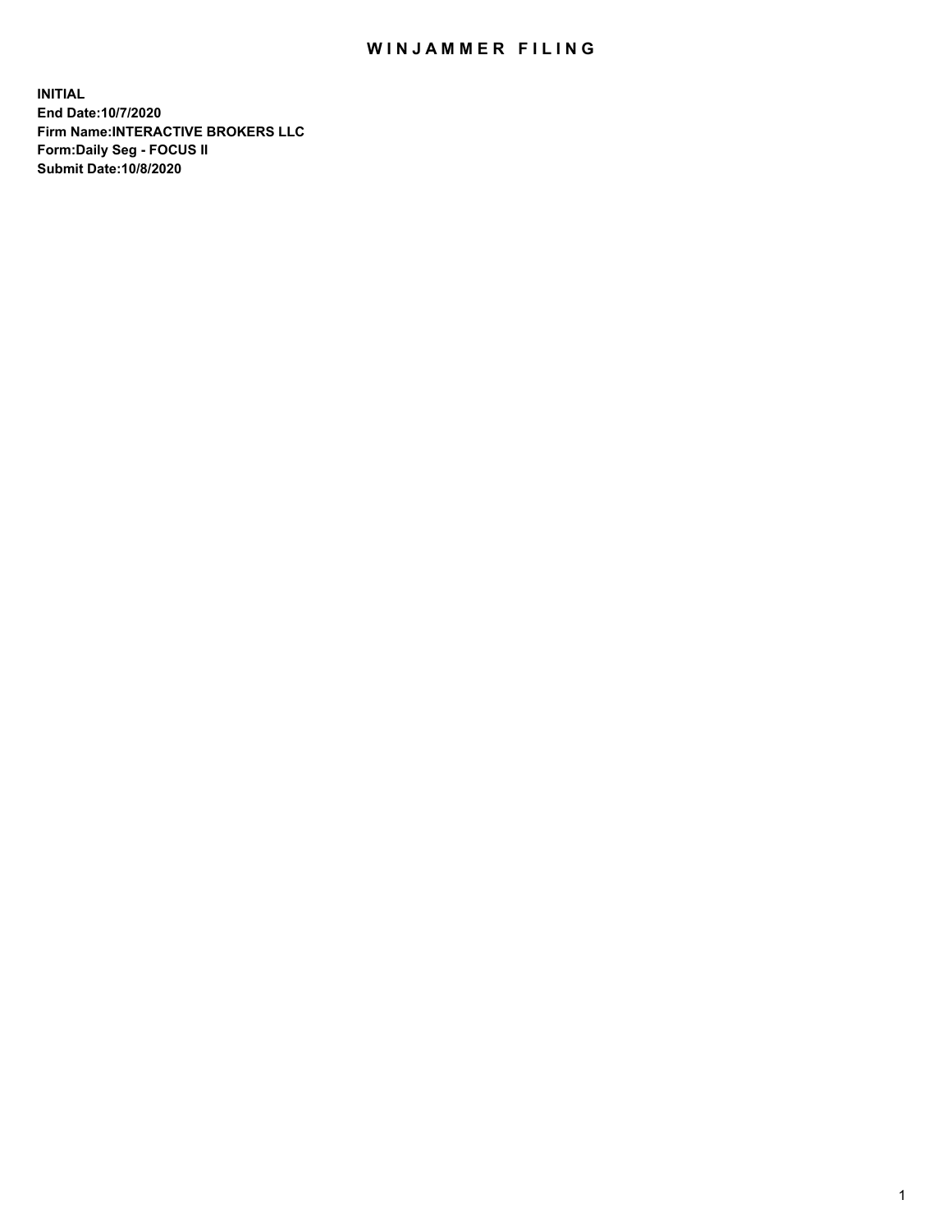# WINJAMMER FILING

**INITIAL**
**End Date:10/7/2020**
**Firm Name:INTERACTIVE BROKERS LLC**
**Form:Daily Seg - FOCUS II**
**Submit Date:10/8/2020**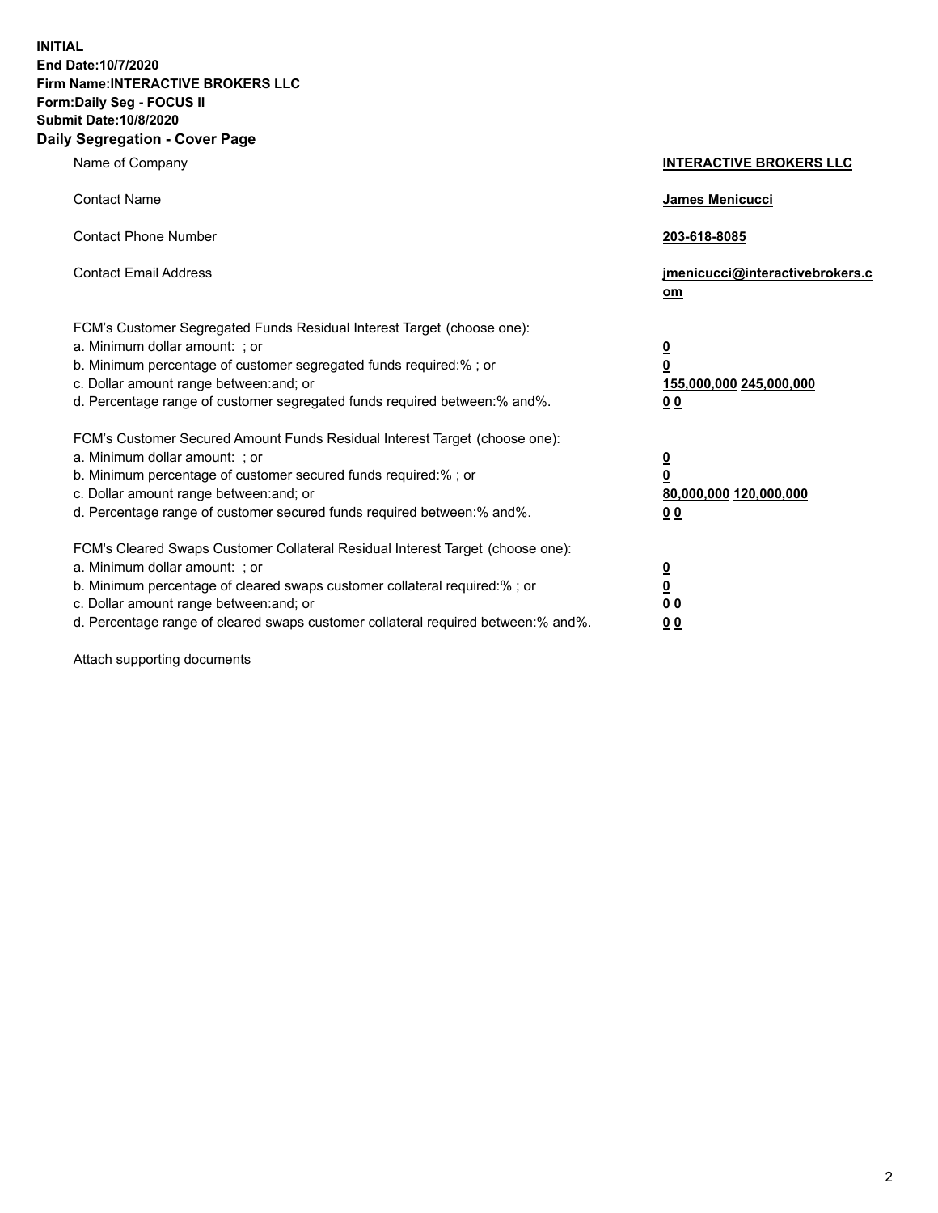**INITIAL**
**End Date:10/7/2020**
**Firm Name:INTERACTIVE BROKERS LLC**
**Form:Daily Seg - FOCUS II**
**Submit Date:10/8/2020**

## Daily Segregation - Cover Page

| | |
|---|---|
| Name of Company | **INTERACTIVE BROKERS LLC** |
| Contact Name | **James Menicucci** |
| Contact Phone Number | **203-618-8085** |
| Contact Email Address | **jmenicucci@interactivebrokers.com** |

| | |
|---|---|
| FCM's Customer Segregated Funds Residual Interest Target (choose one): | |
| a. Minimum dollar amount: ; or | **0** |
| b. Minimum percentage of customer segregated funds required:% ; or | **0** |
| c. Dollar amount range between:and; or | **155,000,000 245,000,000** |
| d. Percentage range of customer segregated funds required between:% and%. | **0 0** |
| FCM's Customer Secured Amount Funds Residual Interest Target (choose one): | |
| a. Minimum dollar amount: ; or | **0** |
| b. Minimum percentage of customer secured funds required:% ; or | **0** |
| c. Dollar amount range between:and; or | **80,000,000 120,000,000** |
| d. Percentage range of customer secured funds required between:% and%. | **0 0** |
| FCM's Cleared Swaps Customer Collateral Residual Interest Target (choose one): | |
| a. Minimum dollar amount: ; or | **0** |
| b. Minimum percentage of cleared swaps customer collateral required:% ; or | **0** |
| c. Dollar amount range between:and; or | **0 0** |
| d. Percentage range of cleared swaps customer collateral required between:% and%. | **0 0** |

Attach supporting documents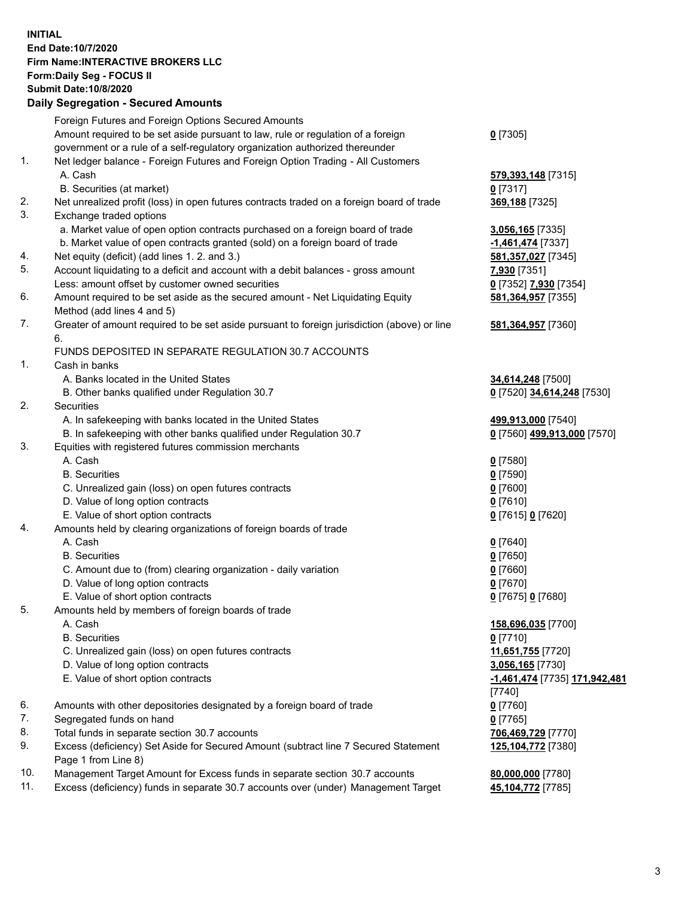**INITIAL**
**End Date:10/7/2020**
**Firm Name:INTERACTIVE BROKERS LLC**
**Form:Daily Seg - FOCUS II**
**Submit Date:10/8/2020**

### Daily Segregation - Secured Amounts

| | | |
|---|---|---|
| | Foreign Futures and Foreign Options Secured Amounts | |
| | Amount required to be set aside pursuant to law, rule or regulation of a foreign government or a rule of a self-regulatory organization authorized thereunder | **0** [7305] |
| 1. | Net ledger balance - Foreign Futures and Foreign Option Trading - All Customers | |
| | A. Cash | **579,393,148** [7315] |
| | B. Securities (at market) | **0** [7317] |
| 2. | Net unrealized profit (loss) in open futures contracts traded on a foreign board of trade | **369,188** [7325] |
| 3. | Exchange traded options | |
| | a. Market value of open option contracts purchased on a foreign board of trade | **3,056,165** [7335] |
| | b. Market value of open contracts granted (sold) on a foreign board of trade | **-1,461,474** [7337] |
| 4. | Net equity (deficit) (add lines 1. 2. and 3.) | **581,357,027** [7345] |
| 5. | Account liquidating to a deficit and account with a debit balances - gross amount | **7,930** [7351] |
| | Less: amount offset by customer owned securities | **0** [7352] **7,930** [7354] |
| 6. | Amount required to be set aside as the secured amount - Net Liquidating Equity Method (add lines 4 and 5) | **581,364,957** [7355] |
| 7. | Greater of amount required to be set aside pursuant to foreign jurisdiction (above) or line 6. | **581,364,957** [7360] |
| | FUNDS DEPOSITED IN SEPARATE REGULATION 30.7 ACCOUNTS | |
| 1. | Cash in banks | |
| | A. Banks located in the United States | **34,614,248** [7500] |
| | B. Other banks qualified under Regulation 30.7 | **0** [7520] **34,614,248** [7530] |
| 2. | Securities | |
| | A. In safekeeping with banks located in the United States | **499,913,000** [7540] |
| | B. In safekeeping with other banks qualified under Regulation 30.7 | **0** [7560] **499,913,000** [7570] |
| 3. | Equities with registered futures commission merchants | |
| | A. Cash | **0** [7580] |
| | B. Securities | **0** [7590] |
| | C. Unrealized gain (loss) on open futures contracts | **0** [7600] |
| | D. Value of long option contracts | **0** [7610] |
| | E. Value of short option contracts | **0** [7615] **0** [7620] |
| 4. | Amounts held by clearing organizations of foreign boards of trade | |
| | A. Cash | **0** [7640] |
| | B. Securities | **0** [7650] |
| | C. Amount due to (from) clearing organization - daily variation | **0** [7660] |
| | D. Value of long option contracts | **0** [7670] |
| | E. Value of short option contracts | **0** [7675] **0** [7680] |
| 5. | Amounts held by members of foreign boards of trade | |
| | A. Cash | **158,696,035** [7700] |
| | B. Securities | **0** [7710] |
| | C. Unrealized gain (loss) on open futures contracts | **11,651,755** [7720] |
| | D. Value of long option contracts | **3,056,165** [7730] |
| | E. Value of short option contracts | **-1,461,474** [7735] **171,942,481** [7740] |
| 6. | Amounts with other depositories designated by a foreign board of trade | **0** [7760] |
| 7. | Segregated funds on hand | **0** [7765] |
| 8. | Total funds in separate section 30.7 accounts | **706,469,729** [7770] |
| 9. | Excess (deficiency) Set Aside for Secured Amount (subtract line 7 Secured Statement Page 1 from Line 8) | **125,104,772** [7380] |
| 10. | Management Target Amount for Excess funds in separate section 30.7 accounts | **80,000,000** [7780] |
| 11. | Excess (deficiency) funds in separate 30.7 accounts over (under) Management Target | **45,104,772** [7785] |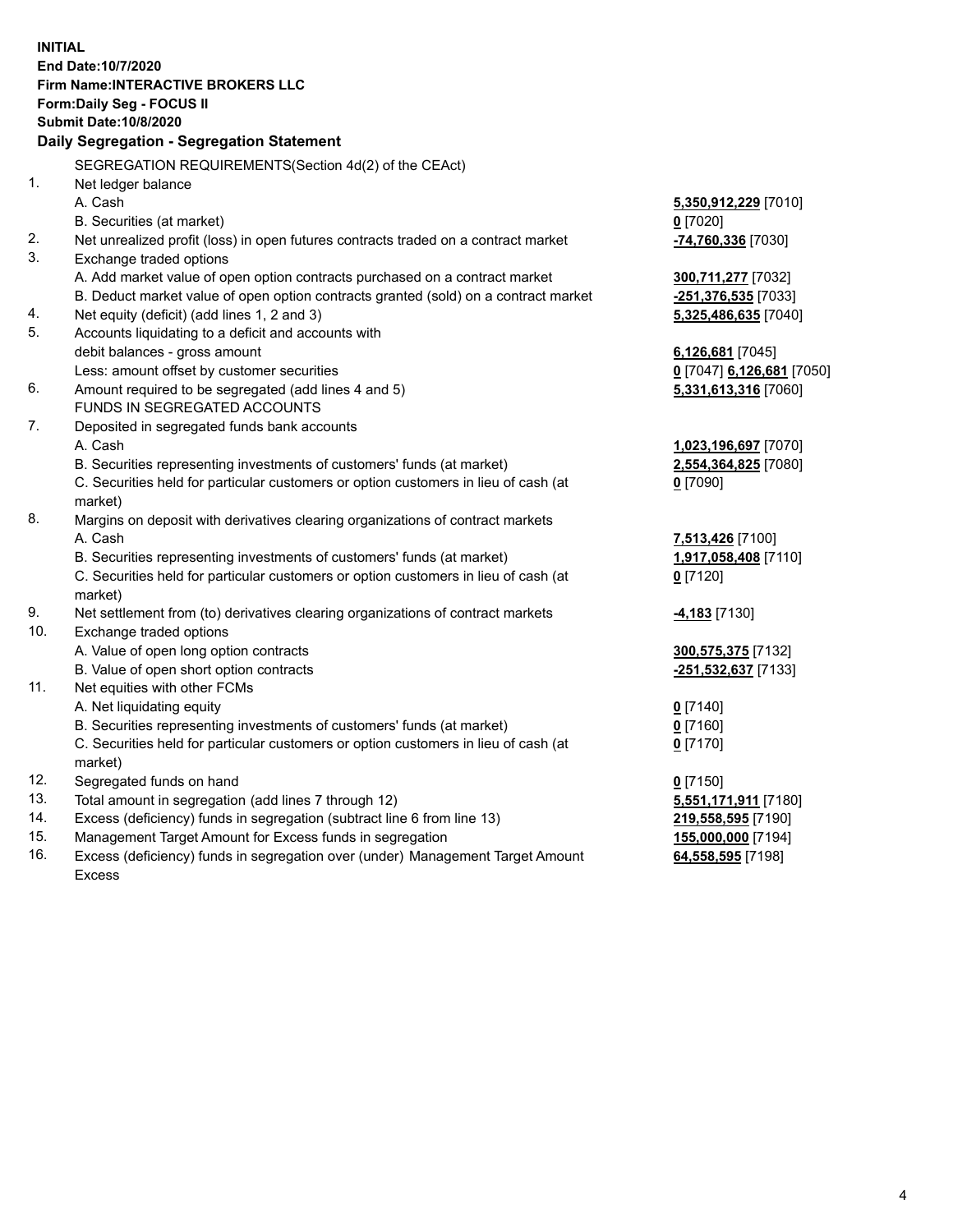**INITIAL**
**End Date:10/7/2020**
**Firm Name:INTERACTIVE BROKERS LLC**
**Form:Daily Seg - FOCUS II**
**Submit Date:10/8/2020**

## Daily Segregation - Segregation Statement

| | | |
|---|---|---|
| | SEGREGATION REQUIREMENTS(Section 4d(2) of the CEAct) | |
| 1. | Net ledger balance | |
| | A. Cash | **5,350,912,229** [7010] |
| | B. Securities (at market) | **0** [7020] |
| 2. | Net unrealized profit (loss) in open futures contracts traded on a contract market | **-74,760,336** [7030] |
| 3. | Exchange traded options | |
| | A. Add market value of open option contracts purchased on a contract market | **300,711,277** [7032] |
| | B. Deduct market value of open option contracts granted (sold) on a contract market | **-251,376,535** [7033] |
| 4. | Net equity (deficit) (add lines 1, 2 and 3) | **5,325,486,635** [7040] |
| 5. | Accounts liquidating to a deficit and accounts with debit balances - gross amount | **6,126,681** [7045] |
| | Less: amount offset by customer securities | **0** [7047] **6,126,681** [7050] |
| 6. | Amount required to be segregated (add lines 4 and 5) | **5,331,613,316** [7060] |
| | FUNDS IN SEGREGATED ACCOUNTS | |
| 7. | Deposited in segregated funds bank accounts | |
| | A. Cash | **1,023,196,697** [7070] |
| | B. Securities representing investments of customers' funds (at market) | **2,554,364,825** [7080] |
| | C. Securities held for particular customers or option customers in lieu of cash (at market) | **0** [7090] |
| 8. | Margins on deposit with derivatives clearing organizations of contract markets | |
| | A. Cash | **7,513,426** [7100] |
| | B. Securities representing investments of customers' funds (at market) | **1,917,058,408** [7110] |
| | C. Securities held for particular customers or option customers in lieu of cash (at market) | **0** [7120] |
| 9. | Net settlement from (to) derivatives clearing organizations of contract markets | **-4,183** [7130] |
| 10. | Exchange traded options | |
| | A. Value of open long option contracts | **300,575,375** [7132] |
| | B. Value of open short option contracts | **-251,532,637** [7133] |
| 11. | Net equities with other FCMs | |
| | A. Net liquidating equity | **0** [7140] |
| | B. Securities representing investments of customers' funds (at market) | **0** [7160] |
| | C. Securities held for particular customers or option customers in lieu of cash (at market) | **0** [7170] |
| 12. | Segregated funds on hand | **0** [7150] |
| 13. | Total amount in segregation (add lines 7 through 12) | **5,551,171,911** [7180] |
| 14. | Excess (deficiency) funds in segregation (subtract line 6 from line 13) | **219,558,595** [7190] |
| 15. | Management Target Amount for Excess funds in segregation | **155,000,000** [7194] |
| 16. | Excess (deficiency) funds in segregation over (under) Management Target Amount Excess | **64,558,595** [7198] |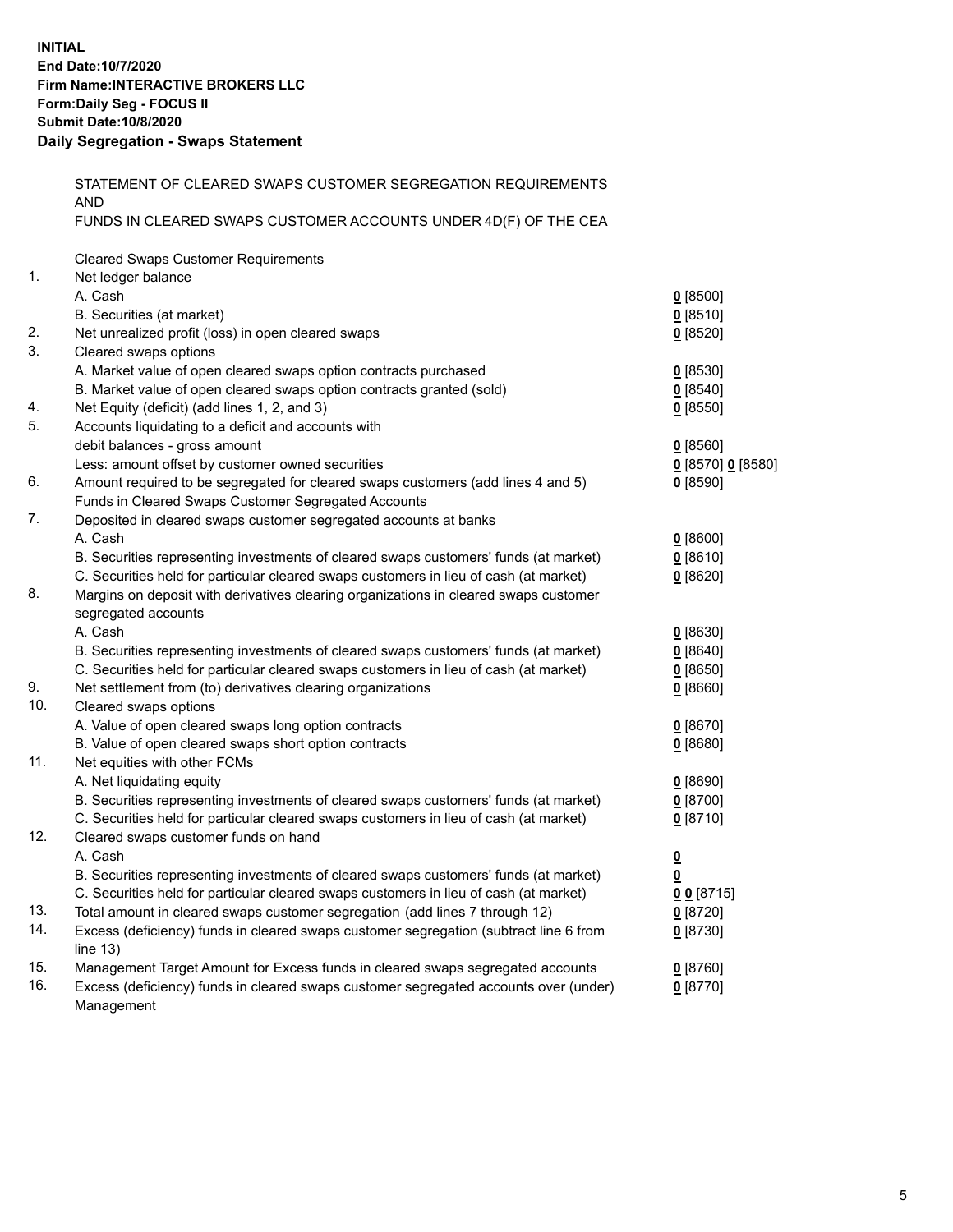**INITIAL**
**End Date:10/7/2020**
**Firm Name:INTERACTIVE BROKERS LLC**
**Form:Daily Seg - FOCUS II**
**Submit Date:10/8/2020**
**Daily Segregation - Swaps Statement**

STATEMENT OF CLEARED SWAPS CUSTOMER SEGREGATION REQUIREMENTS AND
FUNDS IN CLEARED SWAPS CUSTOMER ACCOUNTS UNDER 4D(F) OF THE CEA

| | | |
|---|---|---|
| | Cleared Swaps Customer Requirements | |
| 1. | Net ledger balance | |
| | A. Cash | 0 [8500] |
| | B. Securities (at market) | 0 [8510] |
| 2. | Net unrealized profit (loss) in open cleared swaps | 0 [8520] |
| 3. | Cleared swaps options | |
| | A. Market value of open cleared swaps option contracts purchased | 0 [8530] |
| | B. Market value of open cleared swaps option contracts granted (sold) | 0 [8540] |
| 4. | Net Equity (deficit) (add lines 1, 2, and 3) | 0 [8550] |
| 5. | Accounts liquidating to a deficit and accounts with | |
| | debit balances - gross amount | 0 [8560] |
| | Less: amount offset by customer owned securities | 0 [8570] 0 [8580] |
| 6. | Amount required to be segregated for cleared swaps customers (add lines 4 and 5) | 0 [8590] |
| | Funds in Cleared Swaps Customer Segregated Accounts | |
| 7. | Deposited in cleared swaps customer segregated accounts at banks | |
| | A. Cash | 0 [8600] |
| | B. Securities representing investments of cleared swaps customers' funds (at market) | 0 [8610] |
| | C. Securities held for particular cleared swaps customers in lieu of cash (at market) | 0 [8620] |
| 8. | Margins on deposit with derivatives clearing organizations in cleared swaps customer segregated accounts | |
| | A. Cash | 0 [8630] |
| | B. Securities representing investments of cleared swaps customers' funds (at market) | 0 [8640] |
| | C. Securities held for particular cleared swaps customers in lieu of cash (at market) | 0 [8650] |
| 9. | Net settlement from (to) derivatives clearing organizations | 0 [8660] |
| 10. | Cleared swaps options | |
| | A. Value of open cleared swaps long option contracts | 0 [8670] |
| | B. Value of open cleared swaps short option contracts | 0 [8680] |
| 11. | Net equities with other FCMs | |
| | A. Net liquidating equity | 0 [8690] |
| | B. Securities representing investments of cleared swaps customers' funds (at market) | 0 [8700] |
| | C. Securities held for particular cleared swaps customers in lieu of cash (at market) | 0 [8710] |
| 12. | Cleared swaps customer funds on hand | |
| | A. Cash | 0 |
| | B. Securities representing investments of cleared swaps customers' funds (at market) | 0 |
| | C. Securities held for particular cleared swaps customers in lieu of cash (at market) | 0 0 [8715] |
| 13. | Total amount in cleared swaps customer segregation (add lines 7 through 12) | 0 [8720] |
| 14. | Excess (deficiency) funds in cleared swaps customer segregation (subtract line 6 from line 13) | 0 [8730] |
| 15. | Management Target Amount for Excess funds in cleared swaps segregated accounts | 0 [8760] |
| 16. | Excess (deficiency) funds in cleared swaps customer segregated accounts over (under) Management | 0 [8770] |